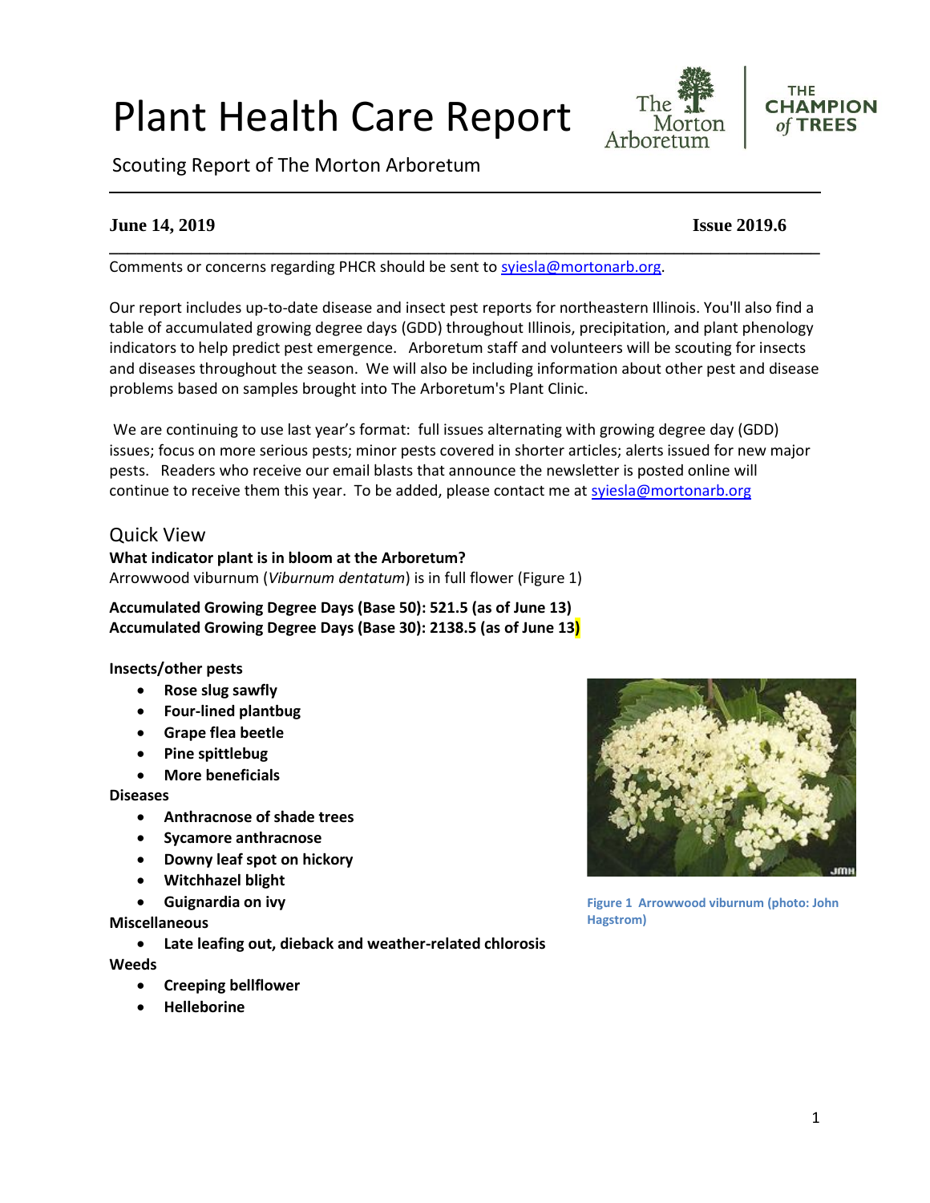# Plant Health Care Report

Scouting Report of The Morton Arboretum

**June 14, 2019** **Issue 2019.6**

Comments or concerns regarding PHCR should be sent to syiesla@mortonarb.org.

Our report includes up-to-date disease and insect pest reports for northeastern Illinois. You'll also find a table of accumulated growing degree days (GDD) throughout Illinois, precipitation, and plant phenology indicators to help predict pest emergence. Arboretum staff and volunteers will be scouting for insects and diseases throughout the season. We will also be including information about other pest and disease problems based on samples brought into The Arboretum's Plant Clinic.

We are continuing to use last year's format: full issues alternating with growing degree day (GDD) issues; focus on more serious pests; minor pests covered in shorter articles; alerts issued for new major pests. Readers who receive our email blasts that announce the newsletter is posted online will continue to receive them this year. To be added, please contact me at syiesla@mortonarb.org

## Quick View

**What indicator plant is in bloom at the Arboretum?**
Arrowwood viburnum (*Viburnum dentatum*) is in full flower (Figure 1)

**Accumulated Growing Degree Days (Base 50): 521.5 (as of June 13)**
**Accumulated Growing Degree Days (Base 30): 2138.5 (as of June 13)**

**Insects/other pests**

- **Rose slug sawfly**
- **Four-lined plantbug**
- **Grape flea beetle**
- **Pine spittlebug**
- **More beneficials**

**Diseases**

- **Anthracnose of shade trees**
- **Sycamore anthracnose**
- **Downy leaf spot on hickory**
- **Witchhazel blight**
- **Guignardia on ivy**

**Miscellaneous**

- **Late leafing out, dieback and weather-related chlorosis**

**Weeds**

- **Creeping bellflower**
- **Helleborine**

Figure 1 Arrowwood viburnum (photo: John Hagstrom)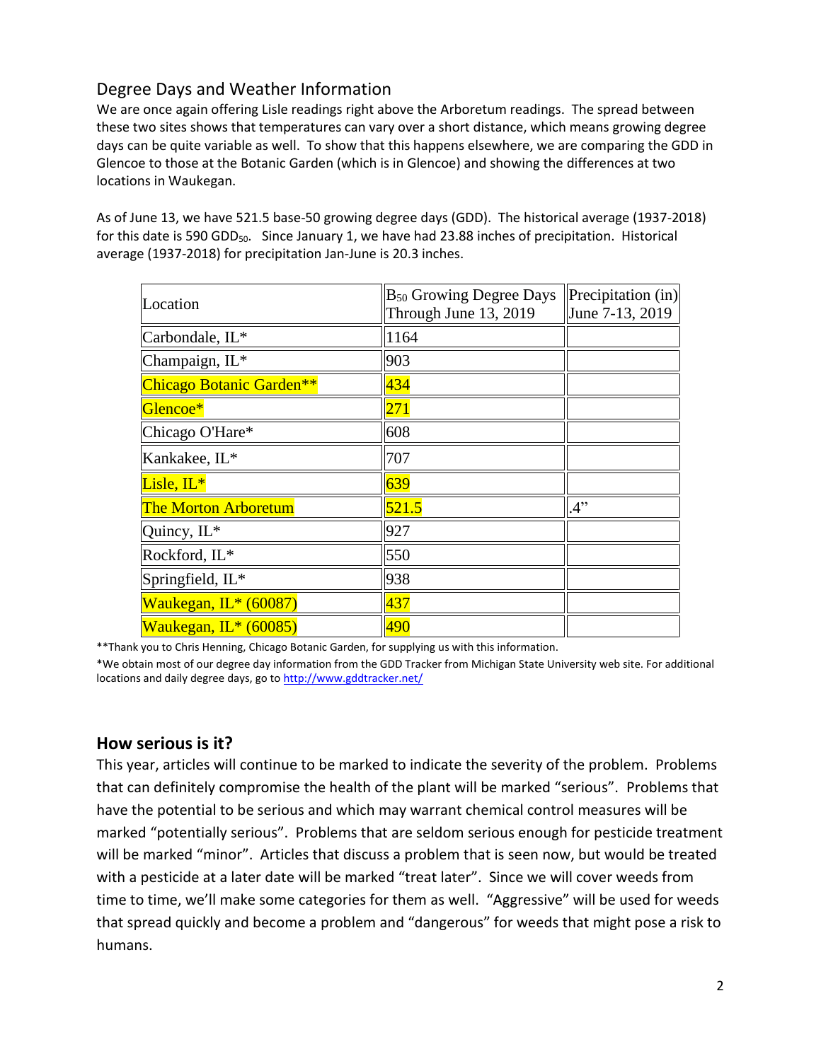## Degree Days and Weather Information

We are once again offering Lisle readings right above the Arboretum readings. The spread between these two sites shows that temperatures can vary over a short distance, which means growing degree days can be quite variable as well. To show that this happens elsewhere, we are comparing the GDD in Glencoe to those at the Botanic Garden (which is in Glencoe) and showing the differences at two locations in Waukegan.

As of June 13, we have 521.5 base-50 growing degree days (GDD). The historical average (1937-2018) for this date is 590 $GDD_{50}$. Since January 1, we have had 23.88 inches of precipitation. Historical average (1937-2018) for precipitation Jan-June is 20.3 inches.

| Location | $B_{50}$ Growing Degree Days Through June 13, 2019 | Precipitation (in) June 7-13, 2019 |
|---|---|---|
| Carbondale, IL* | 1164 | |
| Champaign, IL* | 903 | |
| Chicago Botanic Garden** | 434 | |
| Glencoe* | 271 | |
| Chicago O'Hare* | 608 | |
| Kankakee, IL* | 707 | |
| Lisle, IL* | 639 | |
| The Morton Arboretum | 521.5 | .4" |
| Quincy, IL* | 927 | |
| Rockford, IL* | 550 | |
| Springfield, IL* | 938 | |
| Waukegan, IL* (60087) | 437 | |
| Waukegan, IL* (60085) | 490 | |

**Thank you to Chris Henning, Chicago Botanic Garden, for supplying us with this information.

*We obtain most of our degree day information from the GDD Tracker from Michigan State University web site. For additional locations and daily degree days, go to http://www.gddtracker.net/

## How serious is it?

This year, articles will continue to be marked to indicate the severity of the problem. Problems that can definitely compromise the health of the plant will be marked "serious". Problems that have the potential to be serious and which may warrant chemical control measures will be marked "potentially serious". Problems that are seldom serious enough for pesticide treatment will be marked "minor". Articles that discuss a problem that is seen now, but would be treated with a pesticide at a later date will be marked "treat later". Since we will cover weeds from time to time, we'll make some categories for them as well. "Aggressive" will be used for weeds that spread quickly and become a problem and "dangerous" for weeds that might pose a risk to humans.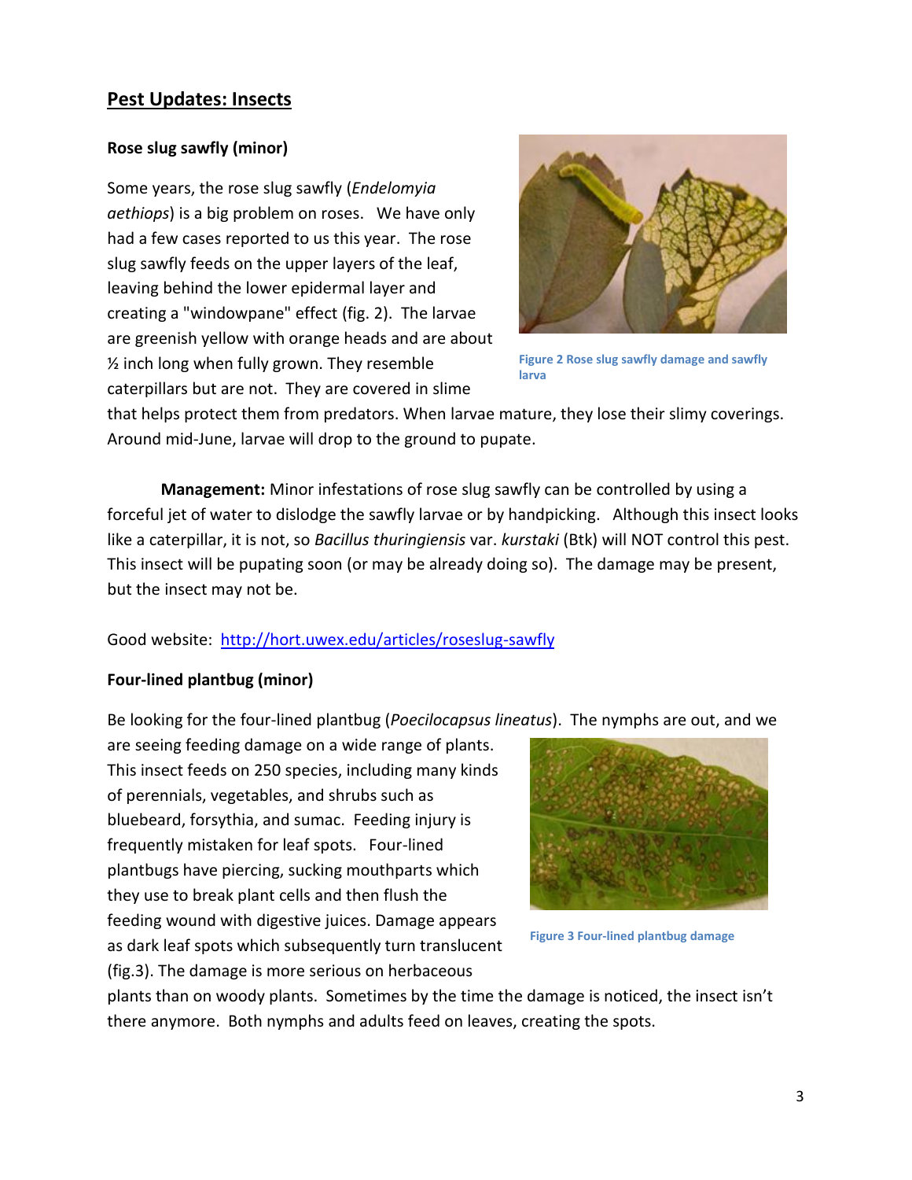## Pest Updates: Insects

### Rose slug sawfly (minor)

Some years, the rose slug sawfly (*Endelomyia aethiops*) is a big problem on roses. We have only had a few cases reported to us this year. The rose slug sawfly feeds on the upper layers of the leaf, leaving behind the lower epidermal layer and creating a "windowpane" effect (fig. 2). The larvae are greenish yellow with orange heads and are about ½ inch long when fully grown. They resemble caterpillars but are not. They are covered in slime that helps protect them from predators. When larvae mature, they lose their slimy coverings. Around mid-June, larvae will drop to the ground to pupate.

Figure 2 Rose slug sawfly damage and sawfly larva

**Management:** Minor infestations of rose slug sawfly can be controlled by using a forceful jet of water to dislodge the sawfly larvae or by handpicking. Although this insect looks like a caterpillar, it is not, so *Bacillus thuringiensis* var. *kurstaki* (Btk) will NOT control this pest. This insect will be pupating soon (or may be already doing so). The damage may be present, but the insect may not be.

Good website: [http://hort.uwex.edu/articles/roseslug-sawfly](http://hort.uwex.edu/articles/roseslug-sawfly)

### Four-lined plantbug (minor)

Be looking for the four-lined plantbug (*Poecilocapsus lineatus*). The nymphs are out, and we are seeing feeding damage on a wide range of plants. This insect feeds on 250 species, including many kinds of perennials, vegetables, and shrubs such as bluebeard, forsythia, and sumac. Feeding injury is frequently mistaken for leaf spots. Four-lined plantbugs have piercing, sucking mouthparts which they use to break plant cells and then flush the feeding wound with digestive juices. Damage appears as dark leaf spots which subsequently turn translucent (fig.3). The damage is more serious on herbaceous plants than on woody plants. Sometimes by the time the damage is noticed, the insect isn't there anymore. Both nymphs and adults feed on leaves, creating the spots.

Figure 3 Four-lined plantbug damage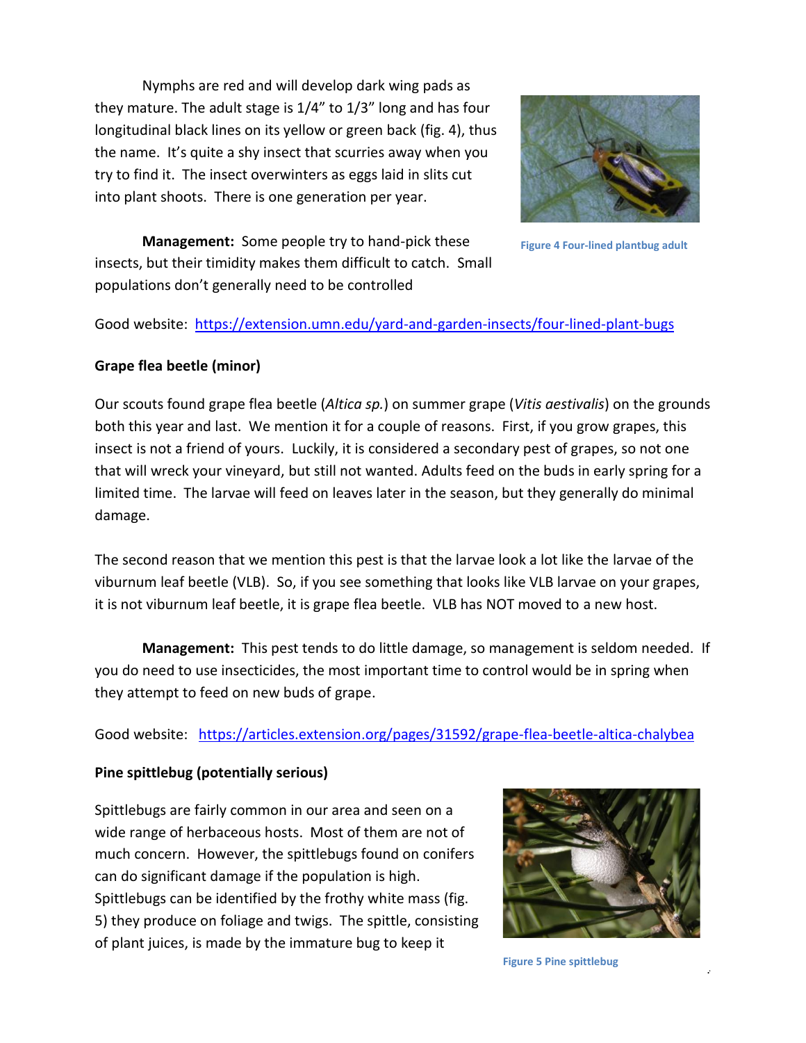Nymphs are red and will develop dark wing pads as they mature. The adult stage is 1/4" to 1/3" long and has four longitudinal black lines on its yellow or green back (fig. 4), thus the name. It's quite a shy insect that scurries away when you try to find it. The insect overwinters as eggs laid in slits cut into plant shoots. There is one generation per year.

Figure 4 Four-lined plantbug adult

**Management:** Some people try to hand-pick these insects, but their timidity makes them difficult to catch. Small populations don't generally need to be controlled

Good website: https://extension.umn.edu/yard-and-garden-insects/four-lined-plant-bugs

**Grape flea beetle (minor)**

Our scouts found grape flea beetle (*Altica sp.*) on summer grape (*Vitis aestivalis*) on the grounds both this year and last. We mention it for a couple of reasons. First, if you grow grapes, this insect is not a friend of yours. Luckily, it is considered a secondary pest of grapes, so not one that will wreck your vineyard, but still not wanted. Adults feed on the buds in early spring for a limited time. The larvae will feed on leaves later in the season, but they generally do minimal damage.

The second reason that we mention this pest is that the larvae look a lot like the larvae of the viburnum leaf beetle (VLB). So, if you see something that looks like VLB larvae on your grapes, it is not viburnum leaf beetle, it is grape flea beetle. VLB has NOT moved to a new host.

**Management:** This pest tends to do little damage, so management is seldom needed. If you do need to use insecticides, the most important time to control would be in spring when they attempt to feed on new buds of grape.

Good website: https://articles.extension.org/pages/31592/grape-flea-beetle-altica-chalybea

**Pine spittlebug (potentially serious)**

Spittlebugs are fairly common in our area and seen on a wide range of herbaceous hosts. Most of them are not of much concern. However, the spittlebugs found on conifers can do significant damage if the population is high. Spittlebugs can be identified by the frothy white mass (fig. 5) they produce on foliage and twigs. The spittle, consisting of plant juices, is made by the immature bug to keep it

Figure 5 Pine spittlebug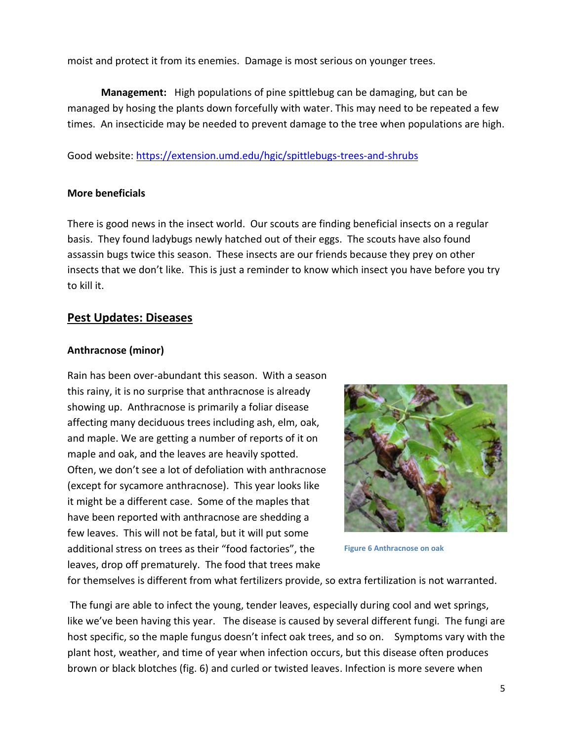moist and protect it from its enemies. Damage is most serious on younger trees.

**Management:** High populations of pine spittlebug can be damaging, but can be managed by hosing the plants down forcefully with water. This may need to be repeated a few times. An insecticide may be needed to prevent damage to the tree when populations are high.

Good website: https://extension.umd.edu/hgic/spittlebugs-trees-and-shrubs

**More beneficials**

There is good news in the insect world. Our scouts are finding beneficial insects on a regular basis. They found ladybugs newly hatched out of their eggs. The scouts have also found assassin bugs twice this season. These insects are our friends because they prey on other insects that we don't like. This is just a reminder to know which insect you have before you try to kill it.

## Pest Updates: Diseases

**Anthracnose (minor)**

Rain has been over-abundant this season. With a season this rainy, it is no surprise that anthracnose is already showing up. Anthracnose is primarily a foliar disease affecting many deciduous trees including ash, elm, oak, and maple. We are getting a number of reports of it on maple and oak, and the leaves are heavily spotted. Often, we don't see a lot of defoliation with anthracnose (except for sycamore anthracnose). This year looks like it might be a different case. Some of the maples that have been reported with anthracnose are shedding a few leaves. This will not be fatal, but it will put some additional stress on trees as their "food factories", the leaves, drop off prematurely. The food that trees make for themselves is different from what fertilizers provide, so extra fertilization is not warranted.

Figure 6 Anthracnose on oak

The fungi are able to infect the young, tender leaves, especially during cool and wet springs, like we've been having this year. The disease is caused by several different fungi. The fungi are host specific, so the maple fungus doesn't infect oak trees, and so on. Symptoms vary with the plant host, weather, and time of year when infection occurs, but this disease often produces brown or black blotches (fig. 6) and curled or twisted leaves. Infection is more severe when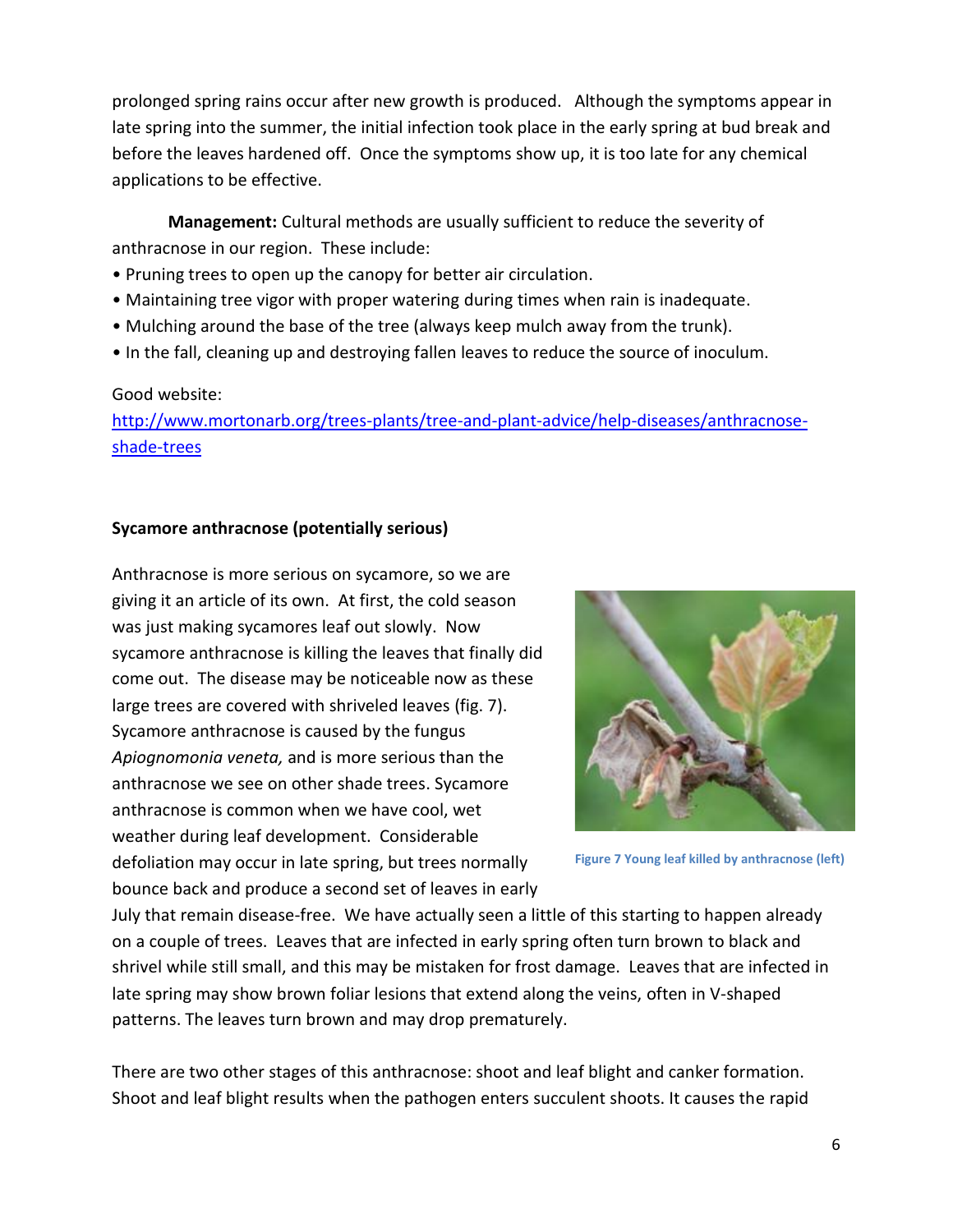prolonged spring rains occur after new growth is produced. Although the symptoms appear in late spring into the summer, the initial infection took place in the early spring at bud break and before the leaves hardened off. Once the symptoms show up, it is too late for any chemical applications to be effective.

**Management:** Cultural methods are usually sufficient to reduce the severity of anthracnose in our region. These include:

- Pruning trees to open up the canopy for better air circulation.
- Maintaining tree vigor with proper watering during times when rain is inadequate.
- Mulching around the base of the tree (always keep mulch away from the trunk).
- In the fall, cleaning up and destroying fallen leaves to reduce the source of inoculum.

Good website:
http://www.mortonarb.org/trees-plants/tree-and-plant-advice/help-diseases/anthracnose-shade-trees

**Sycamore anthracnose (potentially serious)**

Anthracnose is more serious on sycamore, so we are giving it an article of its own. At first, the cold season was just making sycamores leaf out slowly. Now sycamore anthracnose is killing the leaves that finally did come out. The disease may be noticeable now as these large trees are covered with shriveled leaves (fig. 7). Sycamore anthracnose is caused by the fungus *Apiognomonia veneta,* and is more serious than the anthracnose we see on other shade trees. Sycamore anthracnose is common when we have cool, wet weather during leaf development. Considerable defoliation may occur in late spring, but trees normally bounce back and produce a second set of leaves in early July that remain disease-free. We have actually seen a little of this starting to happen already on a couple of trees. Leaves that are infected in early spring often turn brown to black and shrivel while still small, and this may be mistaken for frost damage. Leaves that are infected in late spring may show brown foliar lesions that extend along the veins, often in V-shaped patterns. The leaves turn brown and may drop prematurely.

Figure 7 Young leaf killed by anthracnose (left)

There are two other stages of this anthracnose: shoot and leaf blight and canker formation. Shoot and leaf blight results when the pathogen enters succulent shoots. It causes the rapid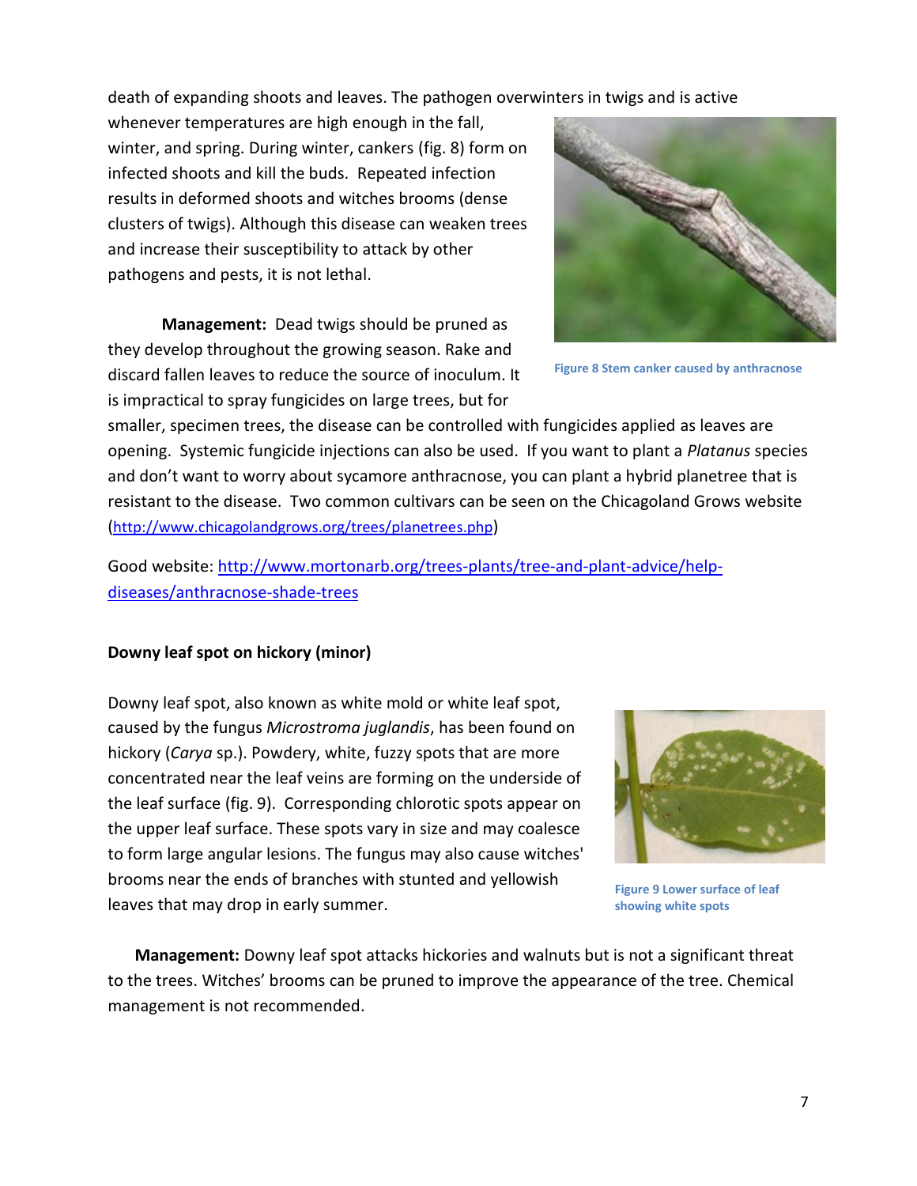death of expanding shoots and leaves. The pathogen overwinters in twigs and is active whenever temperatures are high enough in the fall, winter, and spring. During winter, cankers (fig. 8) form on infected shoots and kill the buds. Repeated infection results in deformed shoots and witches brooms (dense clusters of twigs). Although this disease can weaken trees and increase their susceptibility to attack by other pathogens and pests, it is not lethal.

**Management:** Dead twigs should be pruned as they develop throughout the growing season. Rake and discard fallen leaves to reduce the source of inoculum. It is impractical to spray fungicides on large trees, but for smaller, specimen trees, the disease can be controlled with fungicides applied as leaves are opening. Systemic fungicide injections can also be used. If you want to plant a *Platanus* species and don't want to worry about sycamore anthracnose, you can plant a hybrid planetree that is resistant to the disease. Two common cultivars can be seen on the Chicagoland Grows website (http://www.chicagolandgrows.org/trees/planetrees.php)

Figure 8 Stem canker caused by anthracnose

Good website: http://www.mortonarb.org/trees-plants/tree-and-plant-advice/help-diseases/anthracnose-shade-trees

**Downy leaf spot on hickory (minor)**

Downy leaf spot, also known as white mold or white leaf spot, caused by the fungus *Microstroma juglandis*, has been found on hickory (*Carya* sp.). Powdery, white, fuzzy spots that are more concentrated near the leaf veins are forming on the underside of the leaf surface (fig. 9). Corresponding chlorotic spots appear on the upper leaf surface. These spots vary in size and may coalesce to form large angular lesions. The fungus may also cause witches' brooms near the ends of branches with stunted and yellowish leaves that may drop in early summer.

Figure 9 Lower surface of leaf showing white spots

**Management:** Downy leaf spot attacks hickories and walnuts but is not a significant threat to the trees. Witches' brooms can be pruned to improve the appearance of the tree. Chemical management is not recommended.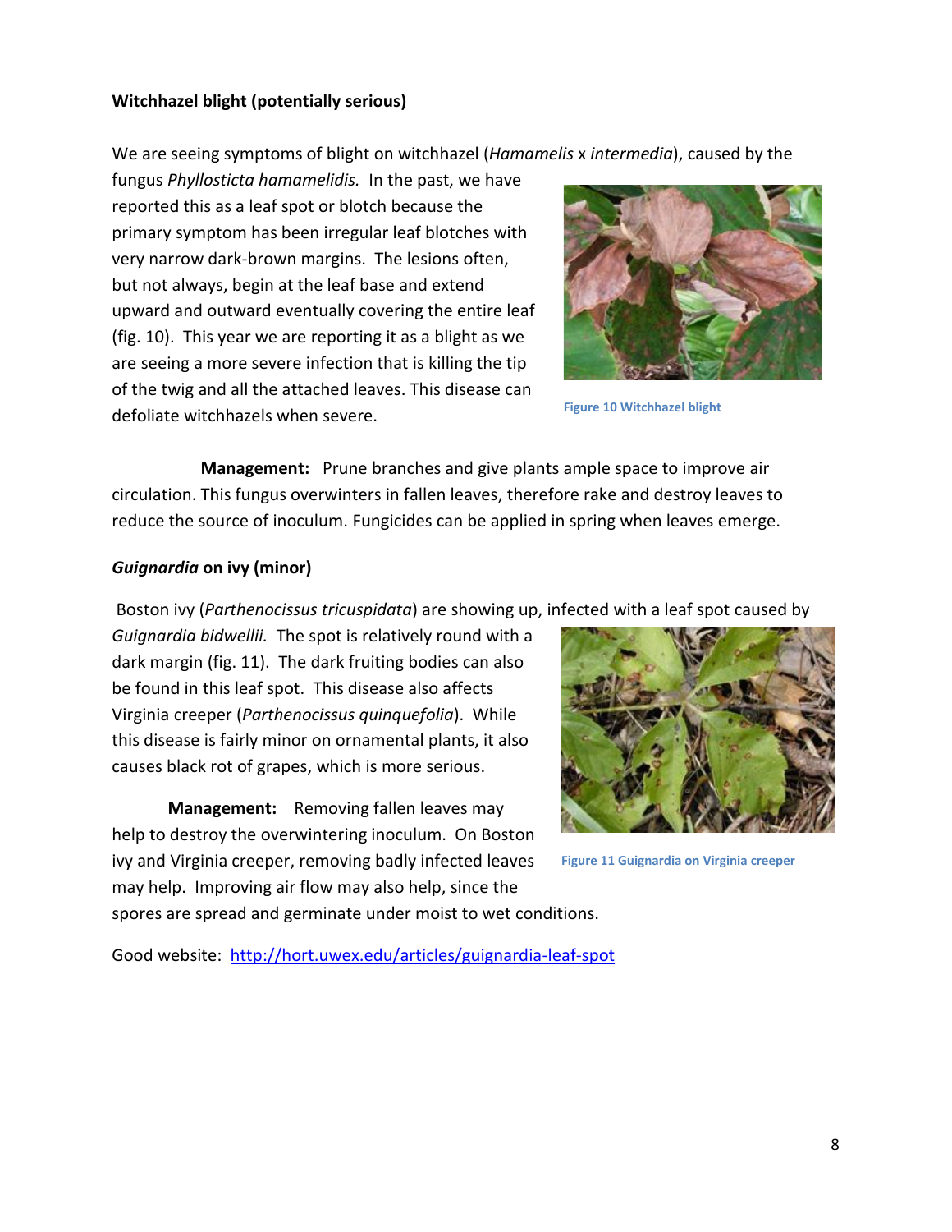**Witchhazel blight (potentially serious)**

We are seeing symptoms of blight on witchhazel (*Hamamelis* x *intermedia*), caused by the fungus *Phyllosticta hamamelidis.* In the past, we have reported this as a leaf spot or blotch because the primary symptom has been irregular leaf blotches with very narrow dark-brown margins. The lesions often, but not always, begin at the leaf base and extend upward and outward eventually covering the entire leaf (fig. 10). This year we are reporting it as a blight as we are seeing a more severe infection that is killing the tip of the twig and all the attached leaves. This disease can defoliate witchhazels when severe.

Figure 10 Witchhazel blight

**Management:** Prune branches and give plants ample space to improve air circulation. This fungus overwinters in fallen leaves, therefore rake and destroy leaves to reduce the source of inoculum. Fungicides can be applied in spring when leaves emerge.

***Guignardia* on ivy (minor)**

Boston ivy (*Parthenocissus tricuspidata*) are showing up, infected with a leaf spot caused by *Guignardia bidwellii.* The spot is relatively round with a dark margin (fig. 11). The dark fruiting bodies can also be found in this leaf spot. This disease also affects Virginia creeper (*Parthenocissus quinquefolia*). While this disease is fairly minor on ornamental plants, it also causes black rot of grapes, which is more serious.

**Management:** Removing fallen leaves may help to destroy the overwintering inoculum. On Boston ivy and Virginia creeper, removing badly infected leaves may help. Improving air flow may also help, since the spores are spread and germinate under moist to wet conditions.

Figure 11 Guignardia on Virginia creeper

Good website: http://hort.uwex.edu/articles/guignardia-leaf-spot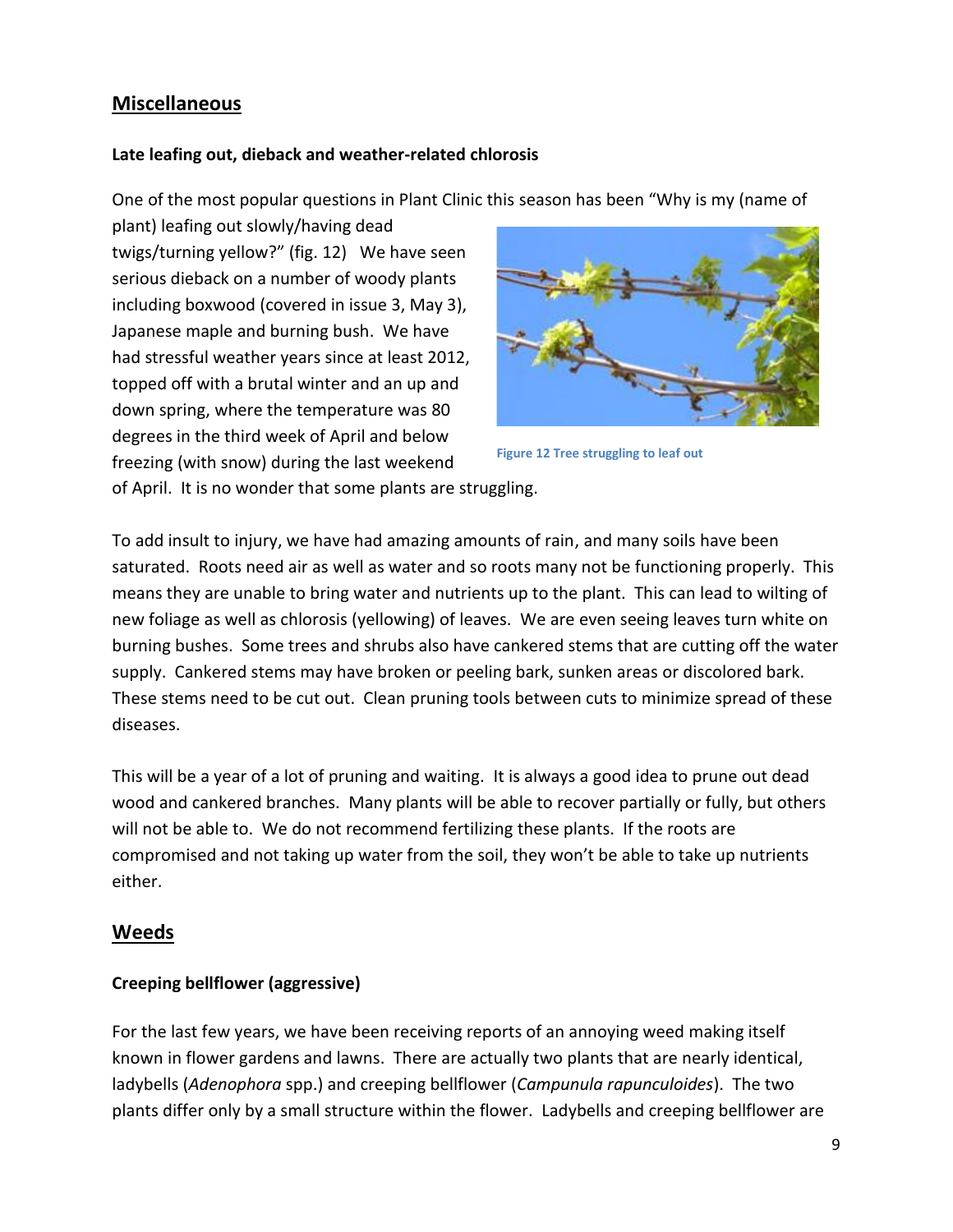## Miscellaneous

### Late leafing out, dieback and weather-related chlorosis

One of the most popular questions in Plant Clinic this season has been "Why is my (name of plant) leafing out slowly/having dead twigs/turning yellow?" (fig. 12) We have seen serious dieback on a number of woody plants including boxwood (covered in issue 3, May 3), Japanese maple and burning bush. We have had stressful weather years since at least 2012, topped off with a brutal winter and an up and down spring, where the temperature was 80 degrees in the third week of April and below freezing (with snow) during the last weekend of April. It is no wonder that some plants are struggling.

Figure 12 Tree struggling to leaf out

To add insult to injury, we have had amazing amounts of rain, and many soils have been saturated. Roots need air as well as water and so roots many not be functioning properly. This means they are unable to bring water and nutrients up to the plant. This can lead to wilting of new foliage as well as chlorosis (yellowing) of leaves. We are even seeing leaves turn white on burning bushes. Some trees and shrubs also have cankered stems that are cutting off the water supply. Cankered stems may have broken or peeling bark, sunken areas or discolored bark. These stems need to be cut out. Clean pruning tools between cuts to minimize spread of these diseases.

This will be a year of a lot of pruning and waiting. It is always a good idea to prune out dead wood and cankered branches. Many plants will be able to recover partially or fully, but others will not be able to. We do not recommend fertilizing these plants. If the roots are compromised and not taking up water from the soil, they won't be able to take up nutrients either.

## Weeds

### Creeping bellflower (aggressive)

For the last few years, we have been receiving reports of an annoying weed making itself known in flower gardens and lawns. There are actually two plants that are nearly identical, ladybells (*Adenophora* spp.) and creeping bellflower (*Campunula rapunculoides*). The two plants differ only by a small structure within the flower. Ladybells and creeping bellflower are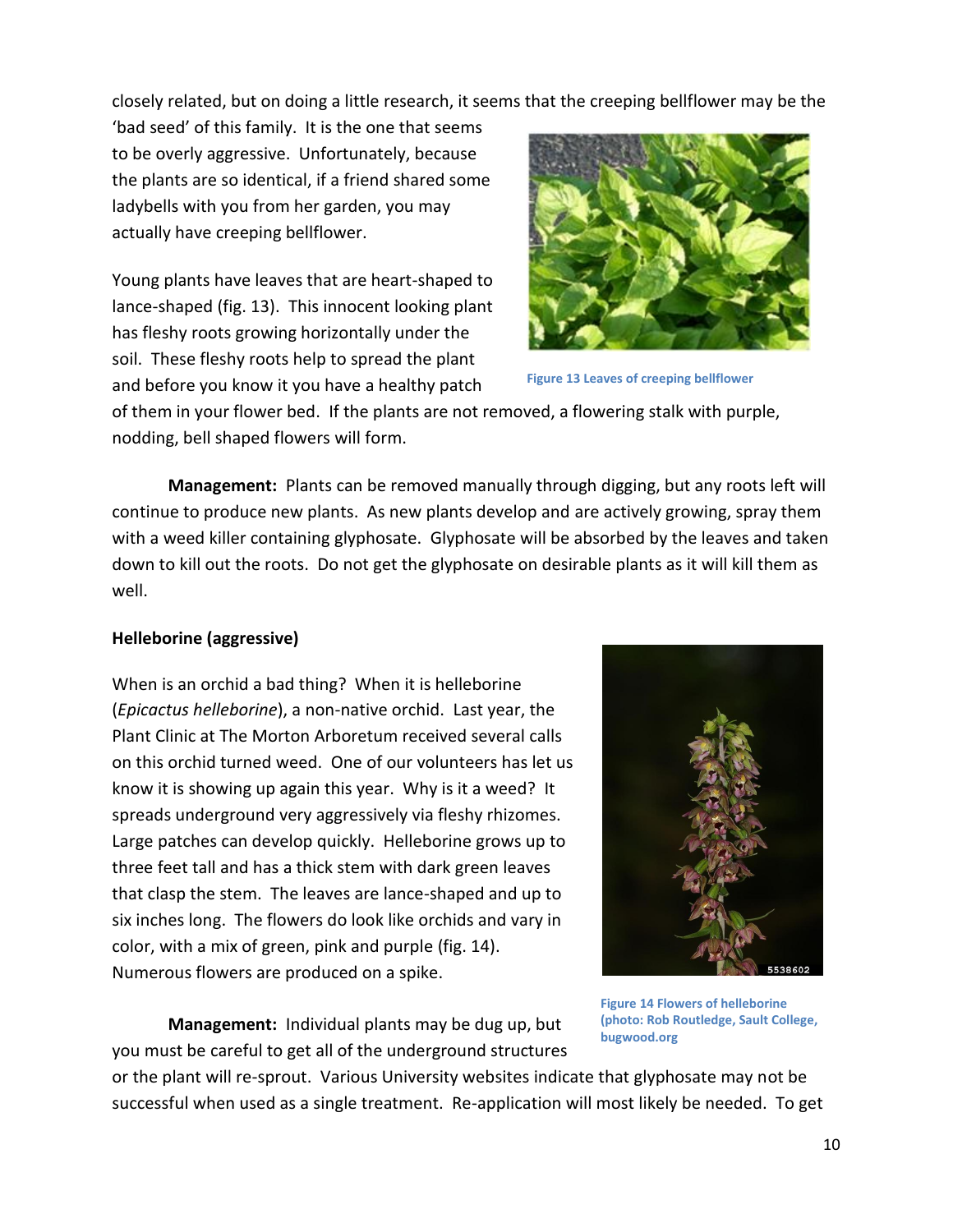closely related, but on doing a little research, it seems that the creeping bellflower may be the 'bad seed' of this family. It is the one that seems to be overly aggressive. Unfortunately, because the plants are so identical, if a friend shared some ladybells with you from her garden, you may actually have creeping bellflower.

Young plants have leaves that are heart-shaped to lance-shaped (fig. 13). This innocent looking plant has fleshy roots growing horizontally under the soil. These fleshy roots help to spread the plant and before you know it you have a healthy patch of them in your flower bed. If the plants are not removed, a flowering stalk with purple, nodding, bell shaped flowers will form.

Figure 13 Leaves of creeping bellflower

**Management:** Plants can be removed manually through digging, but any roots left will continue to produce new plants. As new plants develop and are actively growing, spray them with a weed killer containing glyphosate. Glyphosate will be absorbed by the leaves and taken down to kill out the roots. Do not get the glyphosate on desirable plants as it will kill them as well.

**Helleborine (aggressive)**

When is an orchid a bad thing? When it is helleborine (*Epicactus helleborine*), a non-native orchid. Last year, the Plant Clinic at The Morton Arboretum received several calls on this orchid turned weed. One of our volunteers has let us know it is showing up again this year. Why is it a weed? It spreads underground very aggressively via fleshy rhizomes. Large patches can develop quickly. Helleborine grows up to three feet tall and has a thick stem with dark green leaves that clasp the stem. The leaves are lance-shaped and up to six inches long. The flowers do look like orchids and vary in color, with a mix of green, pink and purple (fig. 14). Numerous flowers are produced on a spike.

Figure 14 Flowers of helleborine (photo: Rob Routledge, Sault College, bugwood.org

**Management:** Individual plants may be dug up, but you must be careful to get all of the underground structures or the plant will re-sprout. Various University websites indicate that glyphosate may not be successful when used as a single treatment. Re-application will most likely be needed. To get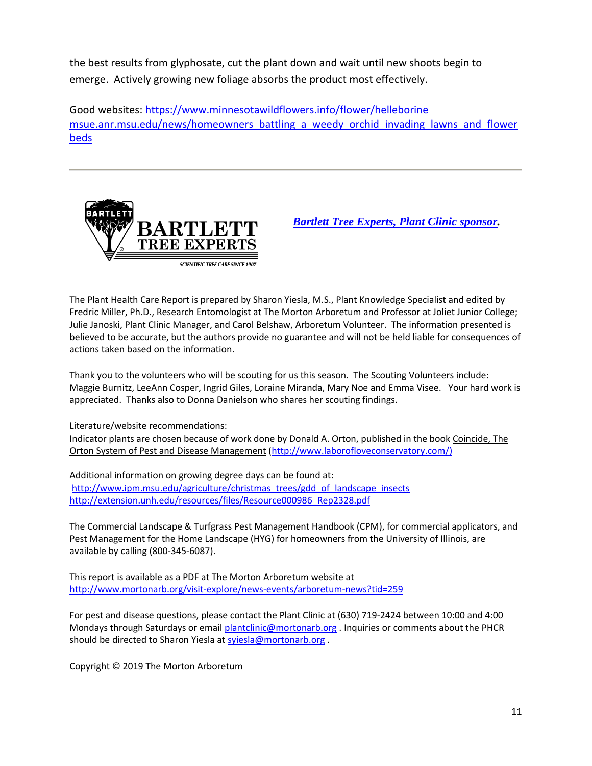the best results from glyphosate, cut the plant down and wait until new shoots begin to emerge. Actively growing new foliage absorbs the product most effectively.

Good websites: https://www.minnesotawildflowers.info/flower/helleborine
msue.anr.msu.edu/news/homeowners_battling_a_weedy_orchid_invading_lawns_and_flower beds

---

BARTLETT TREE EXPERTS
SCIENTIFIC TREE CARE SINCE 1907

***Bartlett Tree Experts, Plant Clinic sponsor.***

The Plant Health Care Report is prepared by Sharon Yiesla, M.S., Plant Knowledge Specialist and edited by Fredric Miller, Ph.D., Research Entomologist at The Morton Arboretum and Professor at Joliet Junior College; Julie Janoski, Plant Clinic Manager, and Carol Belshaw, Arboretum Volunteer. The information presented is believed to be accurate, but the authors provide no guarantee and will not be held liable for consequences of actions taken based on the information.

Thank you to the volunteers who will be scouting for us this season. The Scouting Volunteers include: Maggie Burnitz, LeeAnn Cosper, Ingrid Giles, Loraine Miranda, Mary Noe and Emma Visee. Your hard work is appreciated. Thanks also to Donna Danielson who shares her scouting findings.

Literature/website recommendations:
Indicator plants are chosen because of work done by Donald A. Orton, published in the book Coincide, The Orton System of Pest and Disease Management (http://www.laborofloveconservatory.com/)

Additional information on growing degree days can be found at:
http://www.ipm.msu.edu/agriculture/christmas_trees/gdd_of_landscape_insects
http://extension.unh.edu/resources/files/Resource000986_Rep2328.pdf

The Commercial Landscape & Turfgrass Pest Management Handbook (CPM), for commercial applicators, and Pest Management for the Home Landscape (HYG) for homeowners from the University of Illinois, are available by calling (800-345-6087).

This report is available as a PDF at The Morton Arboretum website at
http://www.mortonarb.org/visit-explore/news-events/arboretum-news?tid=259

For pest and disease questions, please contact the Plant Clinic at (630) 719-2424 between 10:00 and 4:00 Mondays through Saturdays or email plantclinic@mortonarb.org . Inquiries or comments about the PHCR should be directed to Sharon Yiesla at syiesla@mortonarb.org .

Copyright © 2019 The Morton Arboretum